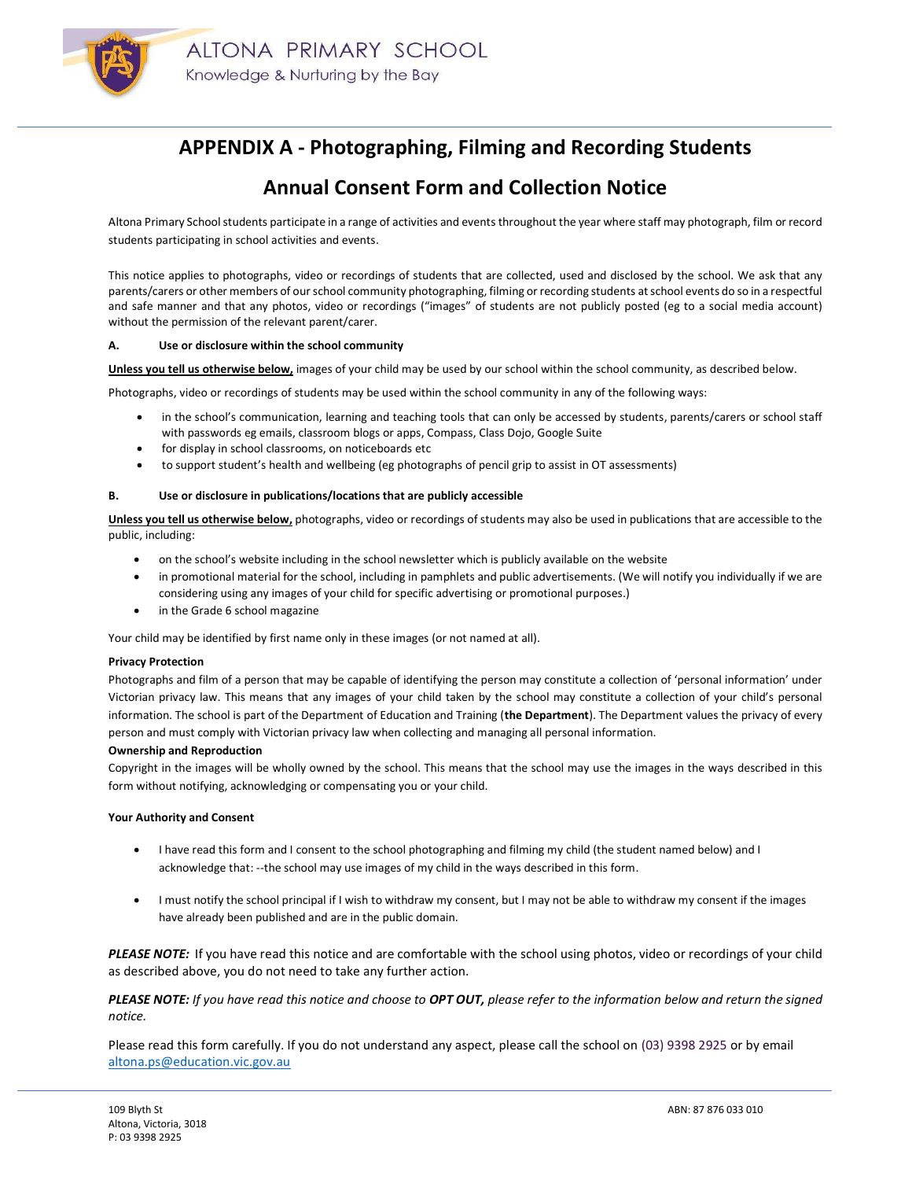ALTONA PRIMARY SCHOOL

Knowledge & Nurturing by the Bay

# APPENDIX A - Photographing, Filming and Recording Students

## Annual Consent Form and Collection Notice

Altona Primary School students participate in a range of activities and events throughout the year where staff may photograph, film or record students participating in school activities and events.

This notice applies to photographs, video or recordings of students that are collected, used and disclosed by the school. We ask that any parents/carers or other members of our school community photographing, filming or recording students at school events do so in a respectful and safe manner and that any photos, video or recordings ("images" of students are not publicly posted (eg to a social media account) without the permission of the relevant parent/carer.

**A. Use or disclosure within the school community**

**Unless you tell us otherwise below,** images of your child may be used by our school within the school community, as described below.

Photographs, video or recordings of students may be used within the school community in any of the following ways:

- in the school's communication, learning and teaching tools that can only be accessed by students, parents/carers or school staff with passwords eg emails, classroom blogs or apps, Compass, Class Dojo, Google Suite
- for display in school classrooms, on noticeboards etc
- to support student's health and wellbeing (eg photographs of pencil grip to assist in OT assessments)

**B. Use or disclosure in publications/locations that are publicly accessible**

**Unless you tell us otherwise below,** photographs, video or recordings of students may also be used in publications that are accessible to the public, including:

- on the school's website including in the school newsletter which is publicly available on the website
- in promotional material for the school, including in pamphlets and public advertisements. (We will notify you individually if we are considering using any images of your child for specific advertising or promotional purposes.)
- in the Grade 6 school magazine

Your child may be identified by first name only in these images (or not named at all).

**Privacy Protection**

Photographs and film of a person that may be capable of identifying the person may constitute a collection of 'personal information' under Victorian privacy law. This means that any images of your child taken by the school may constitute a collection of your child's personal information. The school is part of the Department of Education and Training (**the Department**). The Department values the privacy of every person and must comply with Victorian privacy law when collecting and managing all personal information.

**Ownership and Reproduction**

Copyright in the images will be wholly owned by the school. This means that the school may use the images in the ways described in this form without notifying, acknowledging or compensating you or your child.

**Your Authority and Consent**

- I have read this form and I consent to the school photographing and filming my child (the student named below) and I acknowledge that: --the school may use images of my child in the ways described in this form.
- I must notify the school principal if I wish to withdraw my consent, but I may not be able to withdraw my consent if the images have already been published and are in the public domain.

***PLEASE NOTE:*** If you have read this notice and are comfortable with the school using photos, video or recordings of your child as described above, you do not need to take any further action.

***PLEASE NOTE:*** *If you have read this notice and choose to* ***OPT OUT,*** *please refer to the information below and return the signed notice.*

Please read this form carefully. If you do not understand any aspect, please call the school on (03) 9398 2925 or by email altona.ps@education.vic.gov.au

109 Blyth St
Altona, Victoria, 3018
P: 03 9398 2925

ABN: 87 876 033 010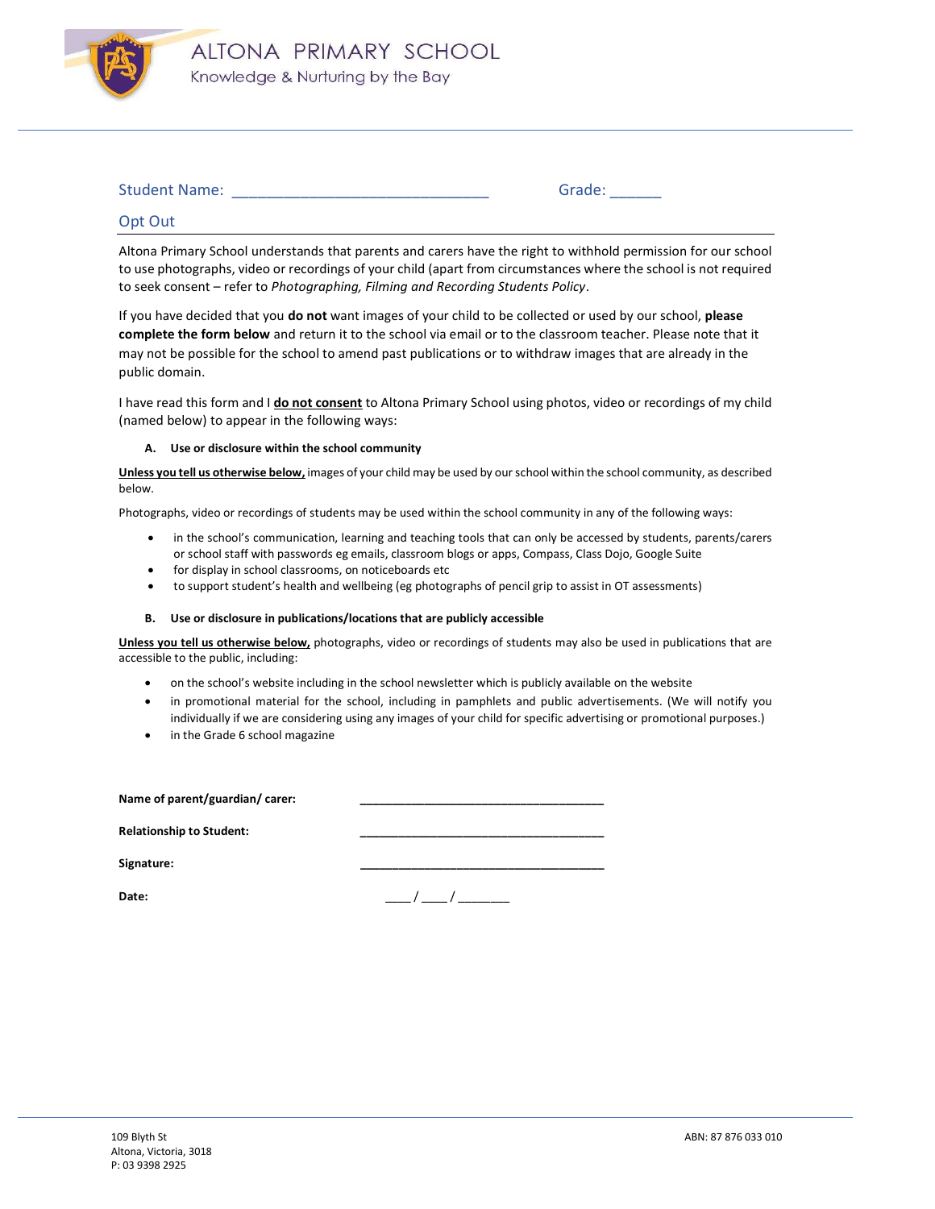# ALTONA PRIMARY SCHOOL

Knowledge & Nurturing by the Bay

Student Name: ______________________________ Grade: ______

## Opt Out

Altona Primary School understands that parents and carers have the right to withhold permission for our school to use photographs, video or recordings of your child (apart from circumstances where the school is not required to seek consent – refer to *Photographing, Filming and Recording Students Policy*.

If you have decided that you **do not** want images of your child to be collected or used by our school, **please complete the form below** and return it to the school via email or to the classroom teacher. Please note that it may not be possible for the school to amend past publications or to withdraw images that are already in the public domain.

I have read this form and I **do not consent** to Altona Primary School using photos, video or recordings of my child (named below) to appear in the following ways:

### A. Use or disclosure within the school community

**Unless you tell us otherwise below,** images of your child may be used by our school within the school community, as described below.

Photographs, video or recordings of students may be used within the school community in any of the following ways:

- in the school's communication, learning and teaching tools that can only be accessed by students, parents/carers or school staff with passwords eg emails, classroom blogs or apps, Compass, Class Dojo, Google Suite
- for display in school classrooms, on noticeboards etc
- to support student's health and wellbeing (eg photographs of pencil grip to assist in OT assessments)

### B. Use or disclosure in publications/locations that are publicly accessible

**Unless you tell us otherwise below,** photographs, video or recordings of students may also be used in publications that are accessible to the public, including:

- on the school's website including in the school newsletter which is publicly available on the website
- in promotional material for the school, including in pamphlets and public advertisements. (We will notify you individually if we are considering using any images of your child for specific advertising or promotional purposes.)
- in the Grade 6 school magazine

**Name of parent/guardian/ carer:** ______________________________

**Relationship to Student:** ______________________________

**Signature:** ______________________________

**Date:** ____ / ____ / _______

109 Blyth St
Altona, Victoria, 3018
P: 03 9398 2925

ABN: 87 876 033 010